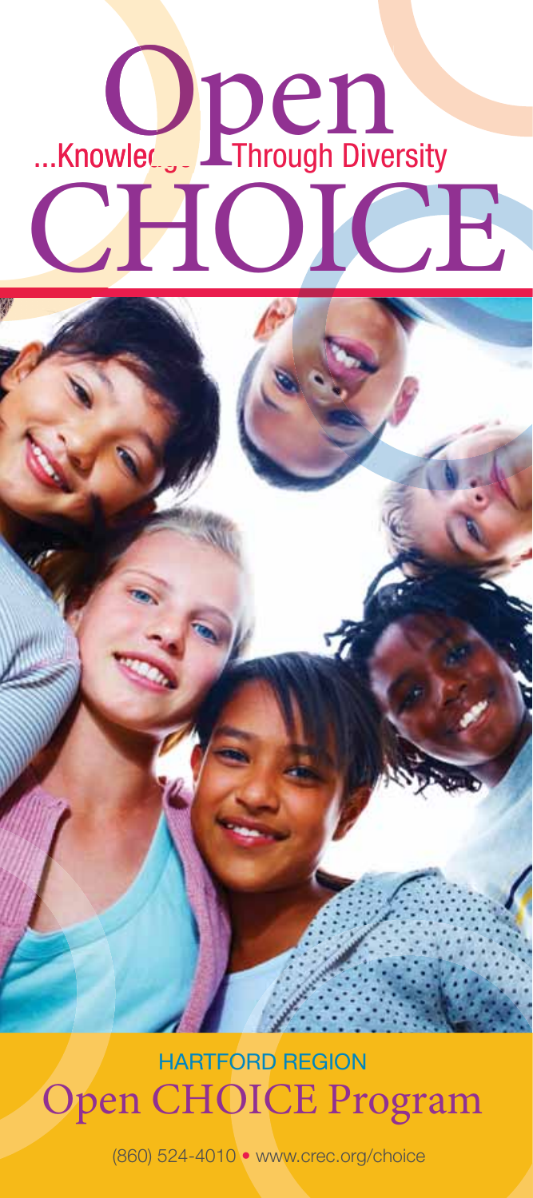# Open CHOICE

...Knowledge Through Diversity

## HARTFORD REGION

# Open CHOICE Program

(860) 524-4010 • www.crec.org/choice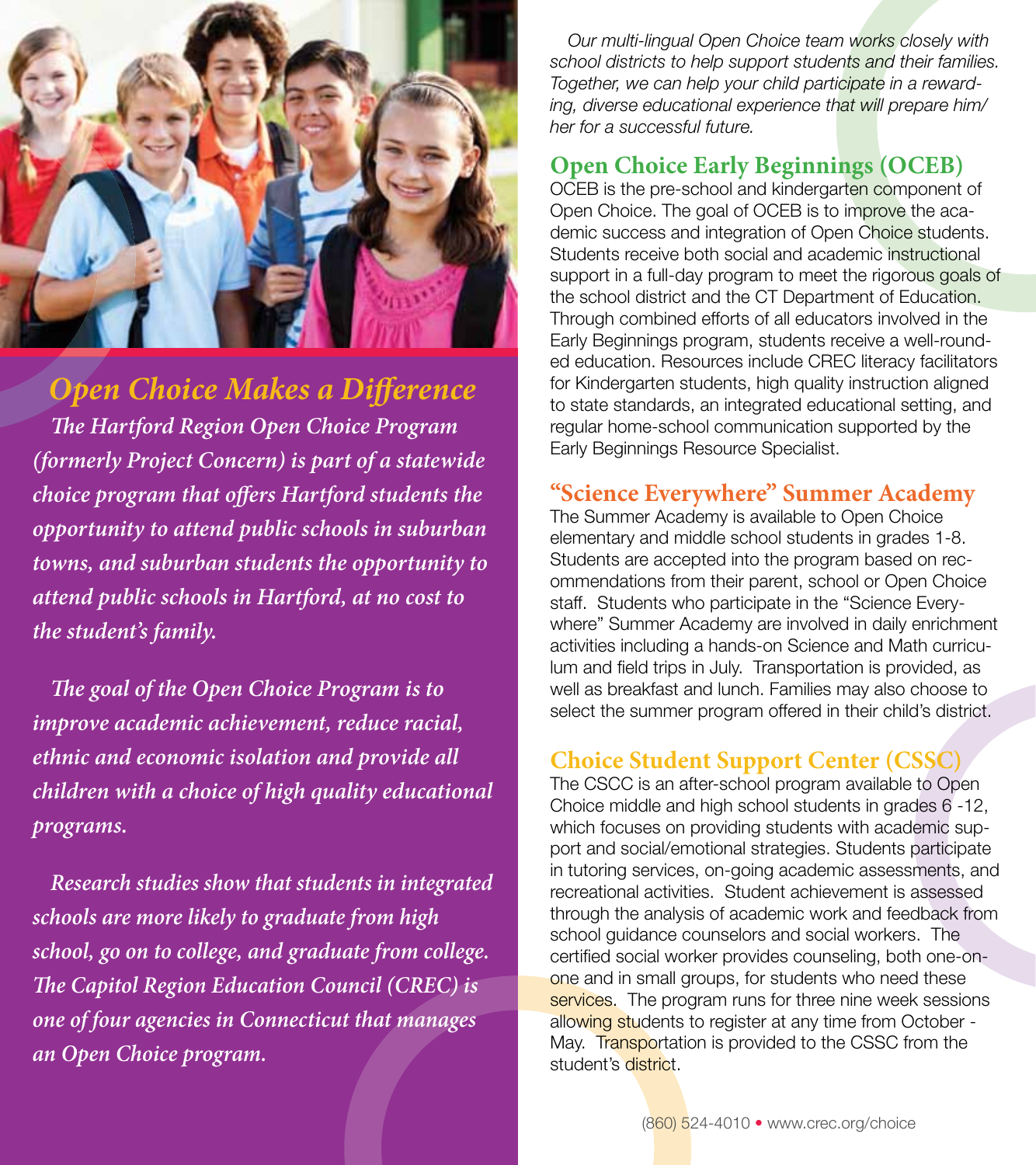## *Open Choice Makes a Difference*

***The Hartford Region Open Choice Program (formerly Project Concern) is part of a statewide choice program that offers Hartford students the opportunity to attend public schools in suburban towns, and suburban students the opportunity to attend public schools in Hartford, at no cost to the student's family.***

***The goal of the Open Choice Program is to improve academic achievement, reduce racial, ethnic and economic isolation and provide all children with a choice of high quality educational programs.***

***Research studies show that students in integrated schools are more likely to graduate from high school, go on to college, and graduate from college. The Capitol Region Education Council (CREC) is one of four agencies in Connecticut that manages an Open Choice program.***

*Our multi-lingual Open Choice team works closely with school districts to help support students and their families. Together, we can help your child participate in a rewarding, diverse educational experience that will prepare him/her for a successful future.*

## Open Choice Early Beginnings (OCEB)

OCEB is the pre-school and kindergarten component of Open Choice. The goal of OCEB is to improve the academic success and integration of Open Choice students. Students receive both social and academic instructional support in a full-day program to meet the rigorous goals of the school district and the CT Department of Education. Through combined efforts of all educators involved in the Early Beginnings program, students receive a well-rounded education. Resources include CREC literacy facilitators for Kindergarten students, high quality instruction aligned to state standards, an integrated educational setting, and regular home-school communication supported by the Early Beginnings Resource Specialist.

## "Science Everywhere" Summer Academy

The Summer Academy is available to Open Choice elementary and middle school students in grades 1-8. Students are accepted into the program based on recommendations from their parent, school or Open Choice staff. Students who participate in the "Science Everywhere" Summer Academy are involved in daily enrichment activities including a hands-on Science and Math curriculum and field trips in July. Transportation is provided, as well as breakfast and lunch. Families may also choose to select the summer program offered in their child's district.

## Choice Student Support Center (CSSC)

The CSCC is an after-school program available to Open Choice middle and high school students in grades 6 -12, which focuses on providing students with academic support and social/emotional strategies. Students participate in tutoring services, on-going academic assessments, and recreational activities. Student achievement is assessed through the analysis of academic work and feedback from school guidance counselors and social workers. The certified social worker provides counseling, both one-on-one and in small groups, for students who need these services. The program runs for three nine week sessions allowing students to register at any time from October - May. Transportation is provided to the CSSC from the student's district.

(860) 524-4010 • www.crec.org/choice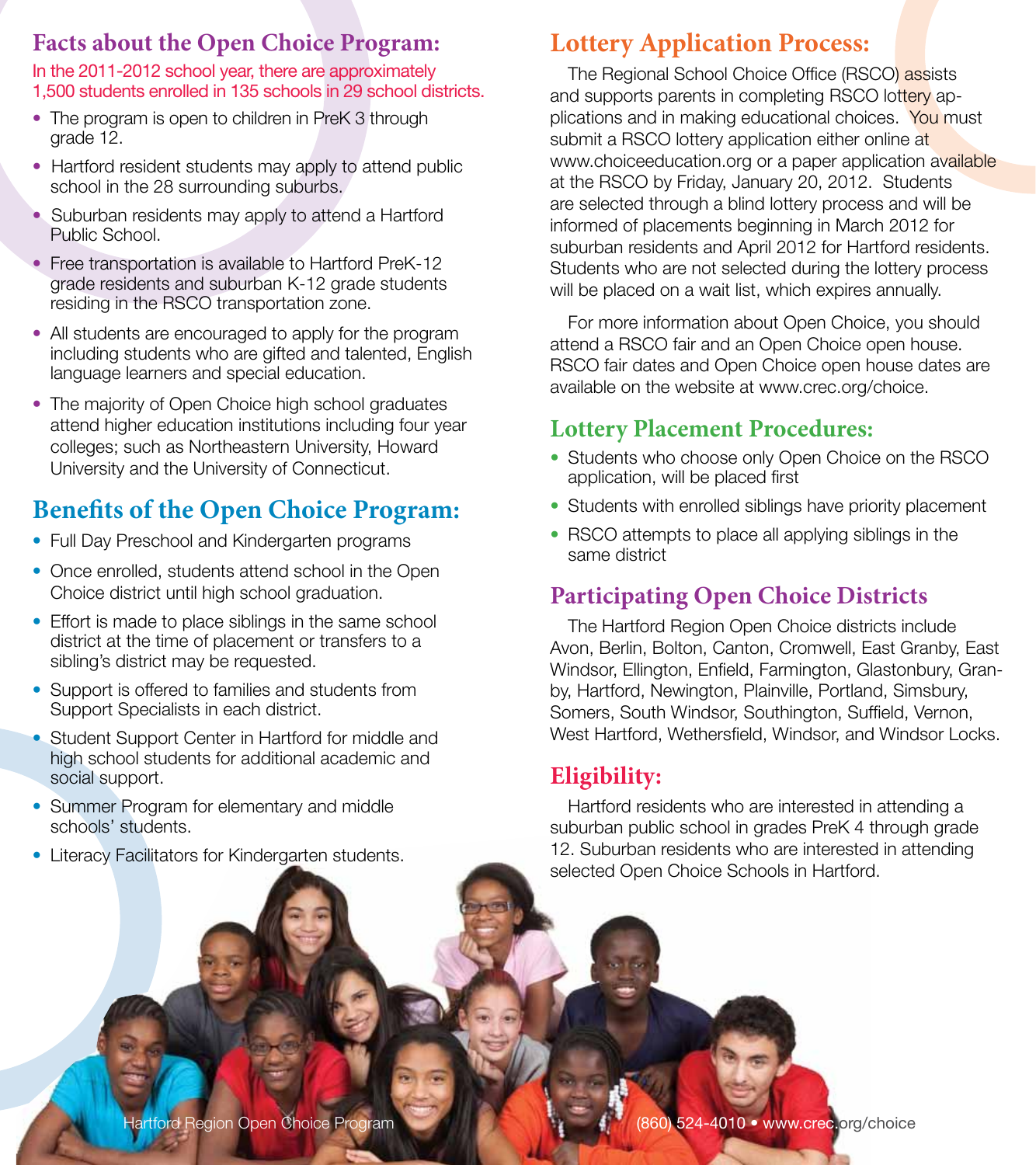## Facts about the Open Choice Program:

In the 2011-2012 school year, there are approximately 1,500 students enrolled in 135 schools in 29 school districts.

- The program is open to children in PreK 3 through grade 12.
- Hartford resident students may apply to attend public school in the 28 surrounding suburbs.
- Suburban residents may apply to attend a Hartford Public School.
- Free transportation is available to Hartford PreK-12 grade residents and suburban K-12 grade students residing in the RSCO transportation zone.
- All students are encouraged to apply for the program including students who are gifted and talented, English language learners and special education.
- The majority of Open Choice high school graduates attend higher education institutions including four year colleges; such as Northeastern University, Howard University and the University of Connecticut.

## Benefits of the Open Choice Program:

- Full Day Preschool and Kindergarten programs
- Once enrolled, students attend school in the Open Choice district until high school graduation.
- Effort is made to place siblings in the same school district at the time of placement or transfers to a sibling's district may be requested.
- Support is offered to families and students from Support Specialists in each district.
- Student Support Center in Hartford for middle and high school students for additional academic and social support.
- Summer Program for elementary and middle schools' students.
- Literacy Facilitators for Kindergarten students.

## Lottery Application Process:

The Regional School Choice Office (RSCO) assists and supports parents in completing RSCO lottery applications and in making educational choices. You must submit a RSCO lottery application either online at www.choiceeducation.org or a paper application available at the RSCO by Friday, January 20, 2012. Students are selected through a blind lottery process and will be informed of placements beginning in March 2012 for suburban residents and April 2012 for Hartford residents. Students who are not selected during the lottery process will be placed on a wait list, which expires annually.

For more information about Open Choice, you should attend a RSCO fair and an Open Choice open house. RSCO fair dates and Open Choice open house dates are available on the website at www.crec.org/choice.

## Lottery Placement Procedures:

- Students who choose only Open Choice on the RSCO application, will be placed first
- Students with enrolled siblings have priority placement
- RSCO attempts to place all applying siblings in the same district

## Participating Open Choice Districts

The Hartford Region Open Choice districts include Avon, Berlin, Bolton, Canton, Cromwell, East Granby, East Windsor, Ellington, Enfield, Farmington, Glastonbury, Granby, Hartford, Newington, Plainville, Portland, Simsbury, Somers, South Windsor, Southington, Suffield, Vernon, West Hartford, Wethersfield, Windsor, and Windsor Locks.

## Eligibility:

Hartford residents who are interested in attending a suburban public school in grades PreK 4 through grade 12. Suburban residents who are interested in attending selected Open Choice Schools in Hartford.

Hartford Region Open Choice Program

(860) 524-4010 • www.crec.org/choice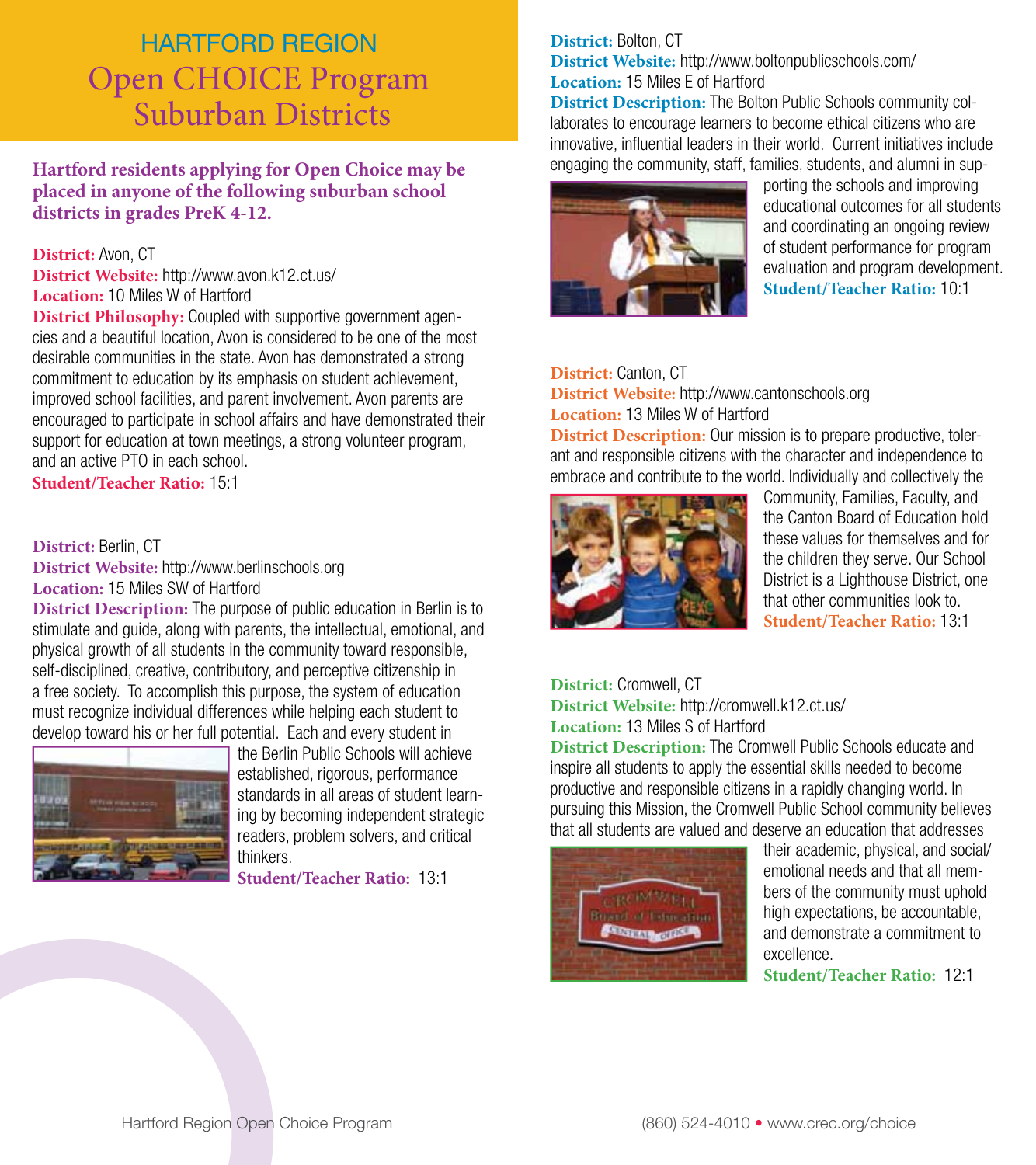# HARTFORD REGION

# Open CHOICE Program Suburban Districts

**Hartford residents applying for Open Choice may be placed in anyone of the following suburban school districts in grades PreK 4-12.**

**District:** Avon, CT
**District Website:** http://www.avon.k12.ct.us/
**Location:** 10 Miles W of Hartford
**District Philosophy:** Coupled with supportive government agencies and a beautiful location, Avon is considered to be one of the most desirable communities in the state. Avon has demonstrated a strong commitment to education by its emphasis on student achievement, improved school facilities, and parent involvement. Avon parents are encouraged to participate in school affairs and have demonstrated their support for education at town meetings, a strong volunteer program, and an active PTO in each school.
**Student/Teacher Ratio:** 15:1

**District:** Berlin, CT
**District Website:** http://www.berlinschools.org
**Location:** 15 Miles SW of Hartford
**District Description:** The purpose of public education in Berlin is to stimulate and guide, along with parents, the intellectual, emotional, and physical growth of all students in the community toward responsible, self-disciplined, creative, contributory, and perceptive citizenship in a free society. To accomplish this purpose, the system of education must recognize individual differences while helping each student to develop toward his or her full potential. Each and every student in the Berlin Public Schools will achieve established, rigorous, performance standards in all areas of student learning by becoming independent strategic readers, problem solvers, and critical thinkers.
**Student/Teacher Ratio:** 13:1

**District:** Bolton, CT
**District Website:** http://www.boltonpublicschools.com/
**Location:** 15 Miles E of Hartford
**District Description:** The Bolton Public Schools community collaborates to encourage learners to become ethical citizens who are innovative, influential leaders in their world. Current initiatives include engaging the community, staff, families, students, and alumni in supporting the schools and improving educational outcomes for all students and coordinating an ongoing review of student performance for program evaluation and program development.
**Student/Teacher Ratio:** 10:1

**District:** Canton, CT
**District Website:** http://www.cantonschools.org
**Location:** 13 Miles W of Hartford
**District Description:** Our mission is to prepare productive, tolerant and responsible citizens with the character and independence to embrace and contribute to the world. Individually and collectively the Community, Families, Faculty, and the Canton Board of Education hold these values for themselves and for the children they serve. Our School District is a Lighthouse District, one that other communities look to.
**Student/Teacher Ratio:** 13:1

**District:** Cromwell, CT
**District Website:** http://cromwell.k12.ct.us/
**Location:** 13 Miles S of Hartford
**District Description:** The Cromwell Public Schools educate and inspire all students to apply the essential skills needed to become productive and responsible citizens in a rapidly changing world. In pursuing this Mission, the Cromwell Public School community believes that all students are valued and deserve an education that addresses their academic, physical, and social/emotional needs and that all members of the community must uphold high expectations, be accountable, and demonstrate a commitment to excellence.
**Student/Teacher Ratio:** 12:1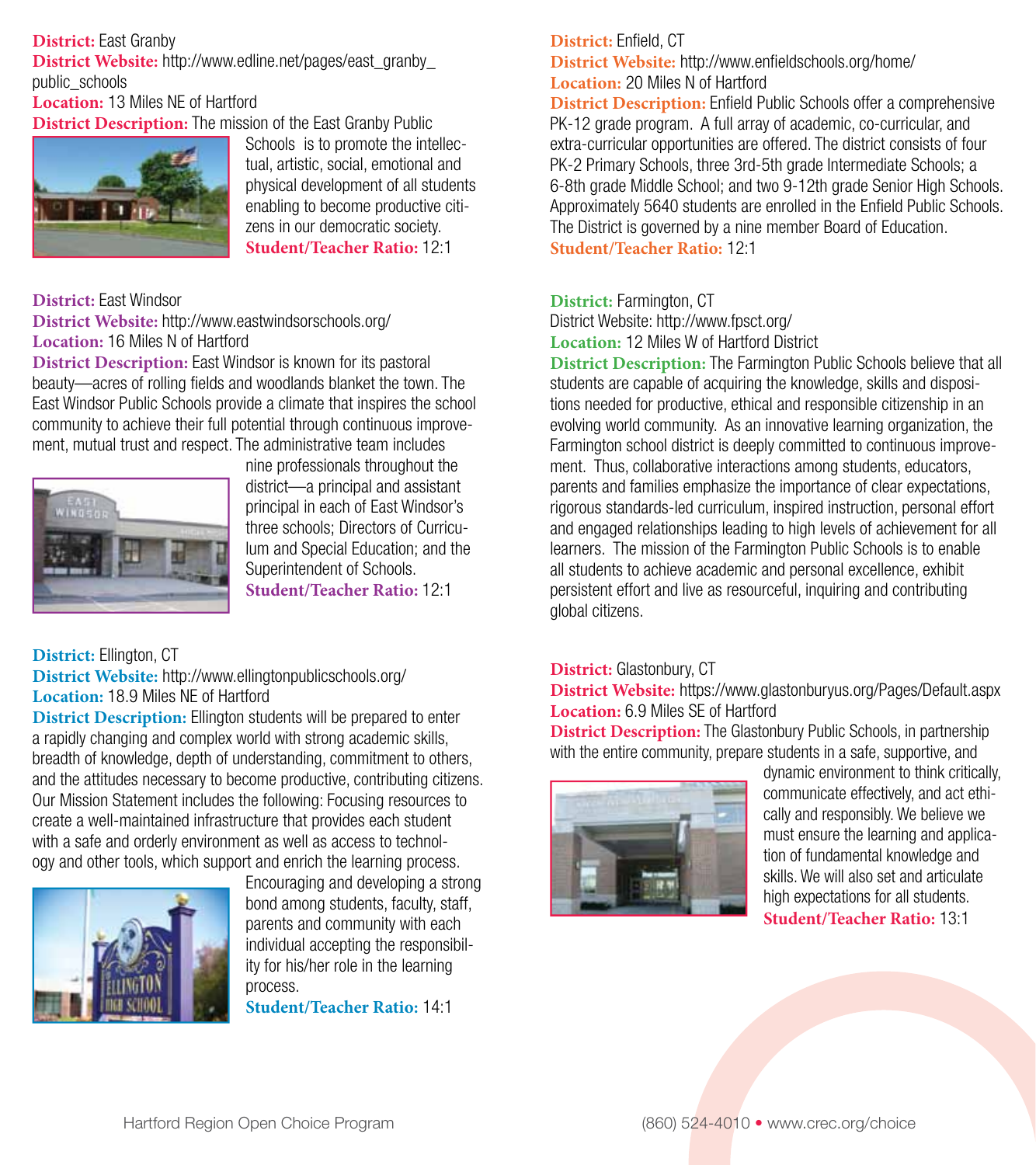**District:** East Granby
**District Website:** http://www.edline.net/pages/east_granby_public_schools
**Location:** 13 Miles NE of Hartford
**District Description:** The mission of the East Granby Public Schools is to promote the intellectual, artistic, social, emotional and physical development of all students enabling to become productive citizens in our democratic society.
**Student/Teacher Ratio:** 12:1

**District:** East Windsor
**District Website:** http://www.eastwindsorschools.org/
**Location:** 16 Miles N of Hartford
**District Description:** East Windsor is known for its pastoral beauty—acres of rolling fields and woodlands blanket the town. The East Windsor Public Schools provide a climate that inspires the school community to achieve their full potential through continuous improvement, mutual trust and respect. The administrative team includes nine professionals throughout the district—a principal and assistant principal in each of East Windsor's three schools; Directors of Curriculum and Special Education; and the Superintendent of Schools.
**Student/Teacher Ratio:** 12:1

**District:** Ellington, CT
**District Website:** http://www.ellingtonpublicschools.org/
**Location:** 18.9 Miles NE of Hartford
**District Description:** Ellington students will be prepared to enter a rapidly changing and complex world with strong academic skills, breadth of knowledge, depth of understanding, commitment to others, and the attitudes necessary to become productive, contributing citizens. Our Mission Statement includes the following: Focusing resources to create a well-maintained infrastructure that provides each student with a safe and orderly environment as well as access to technology and other tools, which support and enrich the learning process. Encouraging and developing a strong bond among students, faculty, staff, parents and community with each individual accepting the responsibility for his/her role in the learning process.
**Student/Teacher Ratio:** 14:1

**District:** Enfield, CT
**District Website:** http://www.enfieldschools.org/home/
**Location:** 20 Miles N of Hartford
**District Description:** Enfield Public Schools offer a comprehensive PK-12 grade program. A full array of academic, co-curricular, and extra-curricular opportunities are offered. The district consists of four PK-2 Primary Schools, three 3rd-5th grade Intermediate Schools; a 6-8th grade Middle School; and two 9-12th grade Senior High Schools. Approximately 5640 students are enrolled in the Enfield Public Schools. The District is governed by a nine member Board of Education.
**Student/Teacher Ratio:** 12:1

**District:** Farmington, CT
District Website: http://www.fpsct.org/
**Location:** 12 Miles W of Hartford District
**District Description:** The Farmington Public Schools believe that all students are capable of acquiring the knowledge, skills and dispositions needed for productive, ethical and responsible citizenship in an evolving world community. As an innovative learning organization, the Farmington school district is deeply committed to continuous improvement. Thus, collaborative interactions among students, educators, parents and families emphasize the importance of clear expectations, rigorous standards-led curriculum, inspired instruction, personal effort and engaged relationships leading to high levels of achievement for all learners. The mission of the Farmington Public Schools is to enable all students to achieve academic and personal excellence, exhibit persistent effort and live as resourceful, inquiring and contributing global citizens.

**District:** Glastonbury, CT
**District Website:** https://www.glastonburyus.org/Pages/Default.aspx
**Location:** 6.9 Miles SE of Hartford
**District Description:** The Glastonbury Public Schools, in partnership with the entire community, prepare students in a safe, supportive, and dynamic environment to think critically, communicate effectively, and act ethically and responsibly. We believe we must ensure the learning and application of fundamental knowledge and skills. We will also set and articulate high expectations for all students.
**Student/Teacher Ratio:** 13:1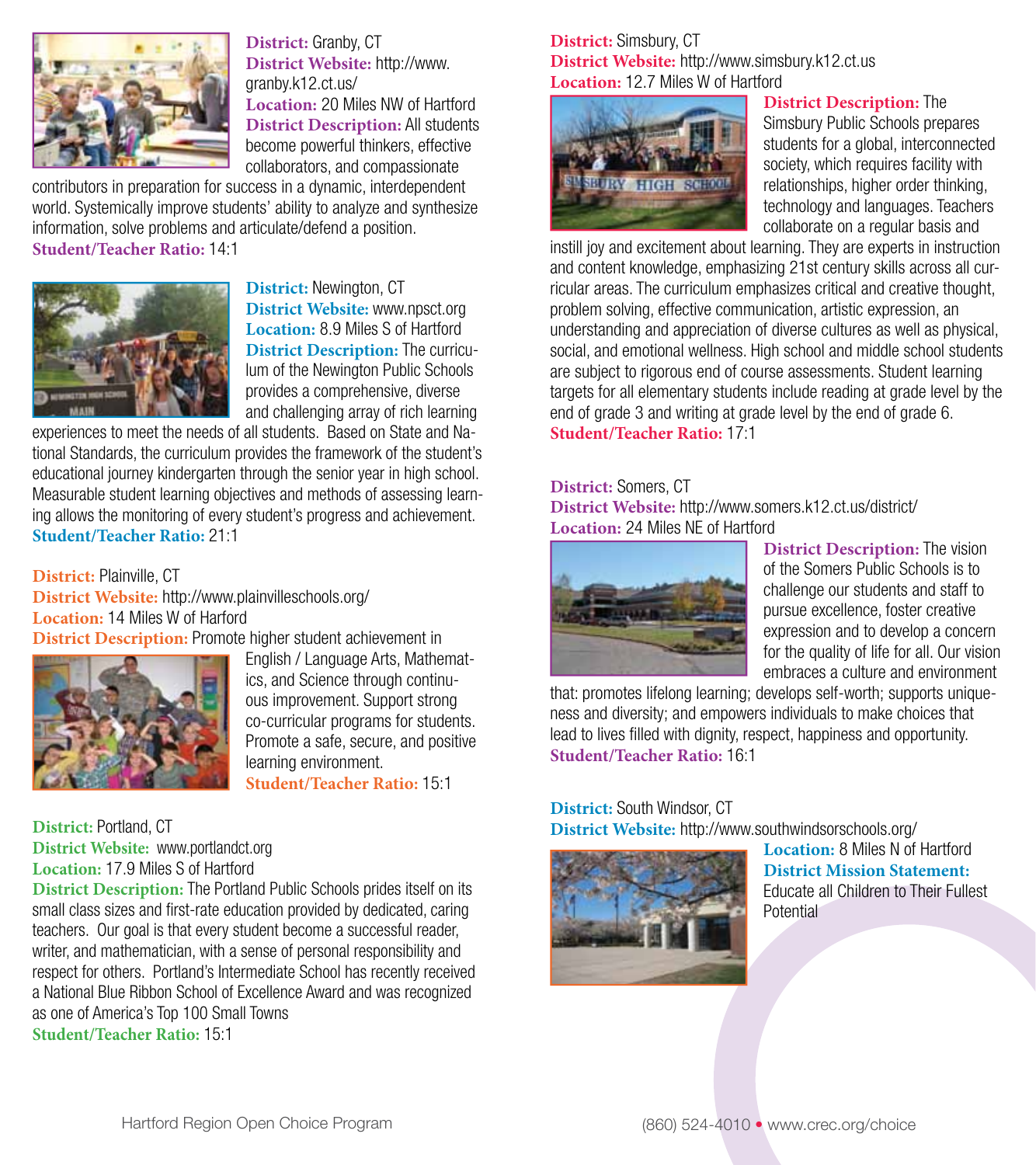**District:** Granby, CT
**District Website:** http://www.granby.k12.ct.us/
**Location:** 20 Miles NW of Hartford
**District Description:** All students become powerful thinkers, effective collaborators, and compassionate contributors in preparation for success in a dynamic, interdependent world. Systemically improve students' ability to analyze and synthesize information, solve problems and articulate/defend a position.
**Student/Teacher Ratio:** 14:1

**District:** Newington, CT
**District Website:** www.npsct.org
**Location:** 8.9 Miles S of Hartford
**District Description:** The curriculum of the Newington Public Schools provides a comprehensive, diverse and challenging array of rich learning experiences to meet the needs of all students. Based on State and National Standards, the curriculum provides the framework of the student's educational journey kindergarten through the senior year in high school. Measurable student learning objectives and methods of assessing learning allows the monitoring of every student's progress and achievement.
**Student/Teacher Ratio:** 21:1

**District:** Plainville, CT
**District Website:** http://www.plainvilleschools.org/
**Location:** 14 Miles W of Harford
**District Description:** Promote higher student achievement in English / Language Arts, Mathematics, and Science through continuous improvement. Support strong co-curricular programs for students. Promote a safe, secure, and positive learning environment.
**Student/Teacher Ratio:** 15:1

**District:** Portland, CT
**District Website:** www.portlandct.org
**Location:** 17.9 Miles S of Hartford
**District Description:** The Portland Public Schools prides itself on its small class sizes and first-rate education provided by dedicated, caring teachers. Our goal is that every student become a successful reader, writer, and mathematician, with a sense of personal responsibility and respect for others. Portland's Intermediate School has recently received a National Blue Ribbon School of Excellence Award and was recognized as one of America's Top 100 Small Towns
**Student/Teacher Ratio:** 15:1

**District:** Simsbury, CT
**District Website:** http://www.simsbury.k12.ct.us
**Location:** 12.7 Miles W of Hartford
**District Description:** The Simsbury Public Schools prepares students for a global, interconnected society, which requires facility with relationships, higher order thinking, technology and languages. Teachers collaborate on a regular basis and instill joy and excitement about learning. They are experts in instruction and content knowledge, emphasizing 21st century skills across all curricular areas. The curriculum emphasizes critical and creative thought, problem solving, effective communication, artistic expression, an understanding and appreciation of diverse cultures as well as physical, social, and emotional wellness. High school and middle school students are subject to rigorous end of course assessments. Student learning targets for all elementary students include reading at grade level by the end of grade 3 and writing at grade level by the end of grade 6.
**Student/Teacher Ratio:** 17:1

**District:** Somers, CT
**District Website:** http://www.somers.k12.ct.us/district/
**Location:** 24 Miles NE of Hartford
**District Description:** The vision of the Somers Public Schools is to challenge our students and staff to pursue excellence, foster creative expression and to develop a concern for the quality of life for all. Our vision embraces a culture and environment that: promotes lifelong learning; develops self-worth; supports uniqueness and diversity; and empowers individuals to make choices that lead to lives filled with dignity, respect, happiness and opportunity.
**Student/Teacher Ratio:** 16:1

**District:** South Windsor, CT
**District Website:** http://www.southwindsorschools.org/
**Location:** 8 Miles N of Hartford
**District Mission Statement:** Educate all Children to Their Fullest Potential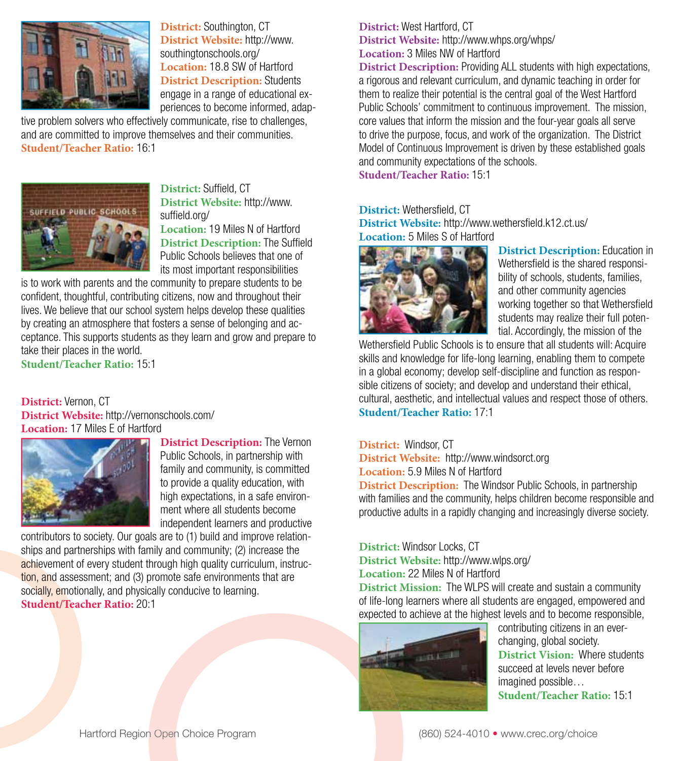**District:** Southington, CT
**District Website:** http://www.southingtonschools.org/
**Location:** 18.8 SW of Hartford
**District Description:** Students engage in a range of educational experiences to become informed, adaptive problem solvers who effectively communicate, rise to challenges, and are committed to improve themselves and their communities.
**Student/Teacher Ratio:** 16:1

**District:** Suffield, CT
**District Website:** http://www.suffield.org/
**Location:** 19 Miles N of Hartford
**District Description:** The Suffield Public Schools believes that one of its most important responsibilities is to work with parents and the community to prepare students to be confident, thoughtful, contributing citizens, now and throughout their lives. We believe that our school system helps develop these qualities by creating an atmosphere that fosters a sense of belonging and acceptance. This supports students as they learn and grow and prepare to take their places in the world.
**Student/Teacher Ratio:** 15:1

**District:** Vernon, CT
**District Website:** http://vernonschools.com/
**Location:** 17 Miles E of Hartford
**District Description:** The Vernon Public Schools, in partnership with family and community, is committed to provide a quality education, with high expectations, in a safe environment where all students become independent learners and productive contributors to society. Our goals are to (1) build and improve relationships and partnerships with family and community; (2) increase the achievement of every student through high quality curriculum, instruction, and assessment; and (3) promote safe environments that are socially, emotionally, and physically conducive to learning.
**Student/Teacher Ratio:** 20:1

**District:** West Hartford, CT
**District Website:** http://www.whps.org/whps/
**Location:** 3 Miles NW of Hartford
**District Description:** Providing ALL students with high expectations, a rigorous and relevant curriculum, and dynamic teaching in order for them to realize their potential is the central goal of the West Hartford Public Schools' commitment to continuous improvement. The mission, core values that inform the mission and the four-year goals all serve to drive the purpose, focus, and work of the organization. The District Model of Continuous Improvement is driven by these established goals and community expectations of the schools.
**Student/Teacher Ratio:** 15:1

**District:** Wethersfield, CT
**District Website:** http://www.wethersfield.k12.ct.us/
**Location:** 5 Miles S of Hartford
**District Description:** Education in Wethersfield is the shared responsibility of schools, students, families, and other community agencies working together so that Wethersfield students may realize their full potential. Accordingly, the mission of the Wethersfield Public Schools is to ensure that all students will: Acquire skills and knowledge for life-long learning, enabling them to compete in a global economy; develop self-discipline and function as responsible citizens of society; and develop and understand their ethical, cultural, aesthetic, and intellectual values and respect those of others.
**Student/Teacher Ratio:** 17:1

**District:** Windsor, CT
**District Website:** http://www.windsorct.org
**Location:** 5.9 Miles N of Hartford
**District Description:** The Windsor Public Schools, in partnership with families and the community, helps children become responsible and productive adults in a rapidly changing and increasingly diverse society.

**District:** Windsor Locks, CT
**District Website:** http://www.wlps.org/
**Location:** 22 Miles N of Hartford
**District Mission:** The WLPS will create and sustain a community of life-long learners where all students are engaged, empowered and expected to achieve at the highest levels and to become responsible, contributing citizens in an ever-changing, global society.
**District Vision:** Where students succeed at levels never before imagined possible…
**Student/Teacher Ratio:** 15:1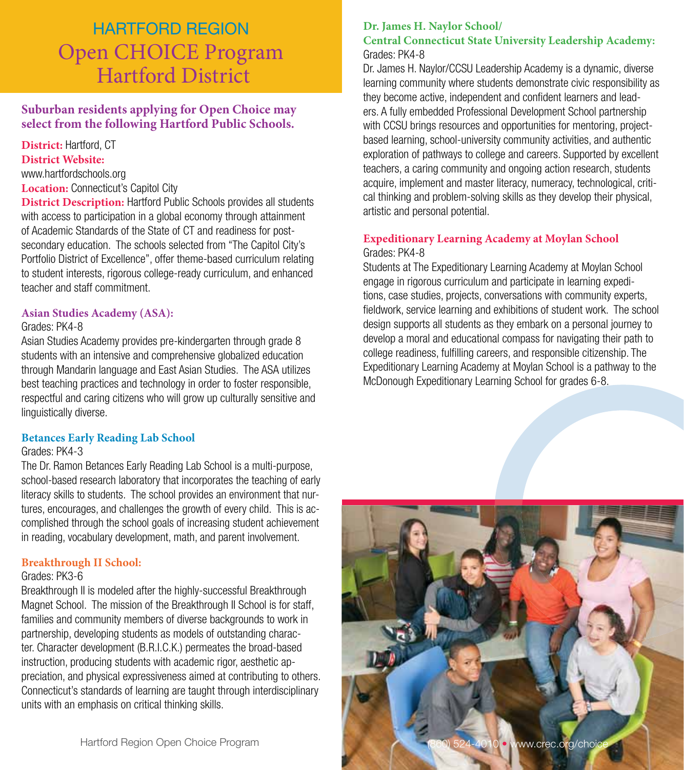# HARTFORD REGION
# Open CHOICE Program Hartford District

**Suburban residents applying for Open Choice may select from the following Hartford Public Schools.**

**District:** Hartford, CT
**District Website:** www.hartfordschools.org
**Location:** Connecticut's Capitol City
**District Description:** Hartford Public Schools provides all students with access to participation in a global economy through attainment of Academic Standards of the State of CT and readiness for post-secondary education. The schools selected from "The Capitol City's Portfolio District of Excellence", offer theme-based curriculum relating to student interests, rigorous college-ready curriculum, and enhanced teacher and staff commitment.

### Asian Studies Academy (ASA):

Grades: PK4-8

Asian Studies Academy provides pre-kindergarten through grade 8 students with an intensive and comprehensive globalized education through Mandarin language and East Asian Studies. The ASA utilizes best teaching practices and technology in order to foster responsible, respectful and caring citizens who will grow up culturally sensitive and linguistically diverse.

### Betances Early Reading Lab School

Grades: PK4-3

The Dr. Ramon Betances Early Reading Lab School is a multi-purpose, school-based research laboratory that incorporates the teaching of early literacy skills to students. The school provides an environment that nurtures, encourages, and challenges the growth of every child. This is accomplished through the school goals of increasing student achievement in reading, vocabulary development, math, and parent involvement.

### Breakthrough II School:

Grades: PK3-6

Breakthrough II is modeled after the highly-successful Breakthrough Magnet School. The mission of the Breakthrough II School is for staff, families and community members of diverse backgrounds to work in partnership, developing students as models of outstanding character. Character development (B.R.I.C.K.) permeates the broad-based instruction, producing students with academic rigor, aesthetic appreciation, and physical expressiveness aimed at contributing to others. Connecticut's standards of learning are taught through interdisciplinary units with an emphasis on critical thinking skills.

### Dr. James H. Naylor School/ Central Connecticut State University Leadership Academy:

Grades: PK4-8

Dr. James H. Naylor/CCSU Leadership Academy is a dynamic, diverse learning community where students demonstrate civic responsibility as they become active, independent and confident learners and leaders. A fully embedded Professional Development School partnership with CCSU brings resources and opportunities for mentoring, project-based learning, school-university community activities, and authentic exploration of pathways to college and careers. Supported by excellent teachers, a caring community and ongoing action research, students acquire, implement and master literacy, numeracy, technological, critical thinking and problem-solving skills as they develop their physical, artistic and personal potential.

### Expeditionary Learning Academy at Moylan School

Grades: PK4-8

Students at The Expeditionary Learning Academy at Moylan School engage in rigorous curriculum and participate in learning expeditions, case studies, projects, conversations with community experts, fieldwork, service learning and exhibitions of student work. The school design supports all students as they embark on a personal journey to develop a moral and educational compass for navigating their path to college readiness, fulfilling careers, and responsible citizenship. The Expeditionary Learning Academy at Moylan School is a pathway to the McDonough Expeditionary Learning School for grades 6-8.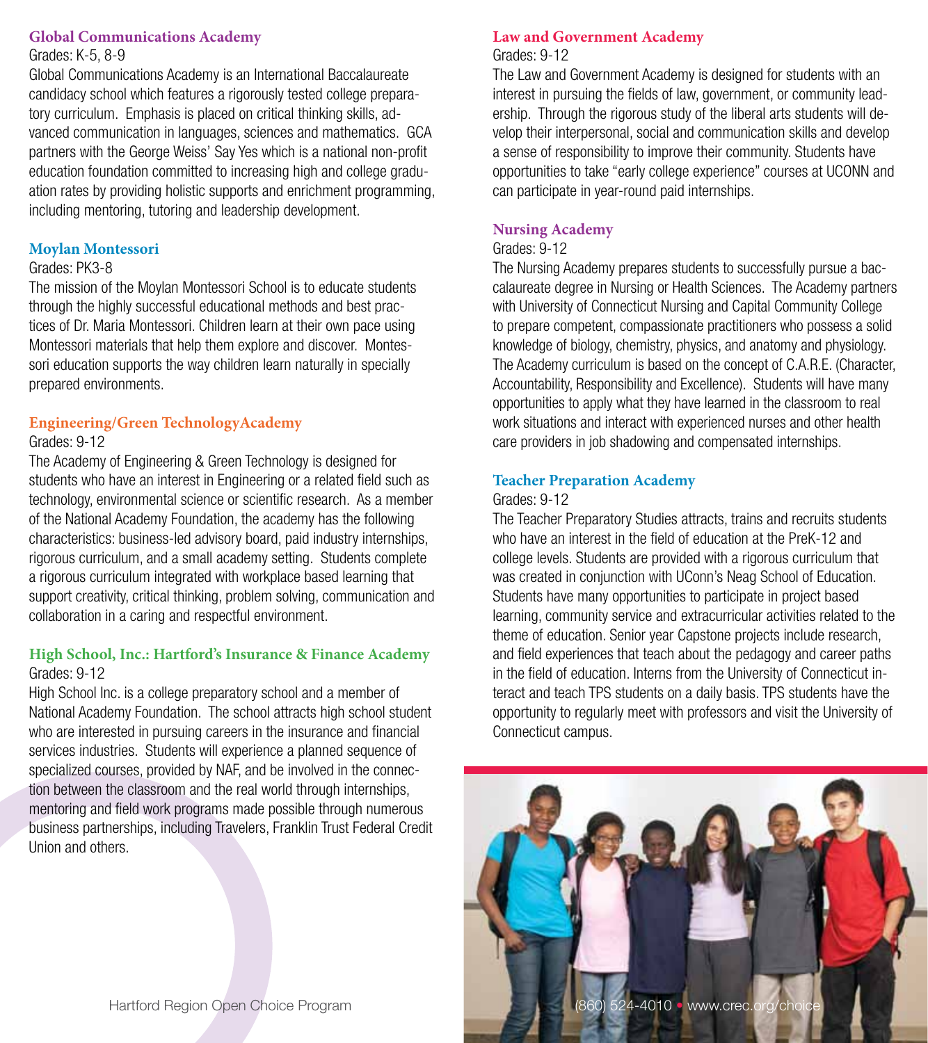### Global Communications Academy

Grades: K-5, 8-9

Global Communications Academy is an International Baccalaureate candidacy school which features a rigorously tested college preparatory curriculum. Emphasis is placed on critical thinking skills, advanced communication in languages, sciences and mathematics. GCA partners with the George Weiss' Say Yes which is a national non-profit education foundation committed to increasing high and college graduation rates by providing holistic supports and enrichment programming, including mentoring, tutoring and leadership development.

### Moylan Montessori

Grades: PK3-8

The mission of the Moylan Montessori School is to educate students through the highly successful educational methods and best practices of Dr. Maria Montessori. Children learn at their own pace using Montessori materials that help them explore and discover. Montessori education supports the way children learn naturally in specially prepared environments.

### Engineering/Green TechnologyAcademy

Grades: 9-12

The Academy of Engineering & Green Technology is designed for students who have an interest in Engineering or a related field such as technology, environmental science or scientific research. As a member of the National Academy Foundation, the academy has the following characteristics: business-led advisory board, paid industry internships, rigorous curriculum, and a small academy setting. Students complete a rigorous curriculum integrated with workplace based learning that support creativity, critical thinking, problem solving, communication and collaboration in a caring and respectful environment.

### High School, Inc.: Hartford's Insurance & Finance Academy

Grades: 9-12

High School Inc. is a college preparatory school and a member of National Academy Foundation. The school attracts high school student who are interested in pursuing careers in the insurance and financial services industries. Students will experience a planned sequence of specialized courses, provided by NAF, and be involved in the connection between the classroom and the real world through internships, mentoring and field work programs made possible through numerous business partnerships, including Travelers, Franklin Trust Federal Credit Union and others.

### Law and Government Academy

Grades: 9-12

The Law and Government Academy is designed for students with an interest in pursuing the fields of law, government, or community leadership. Through the rigorous study of the liberal arts students will develop their interpersonal, social and communication skills and develop a sense of responsibility to improve their community. Students have opportunities to take "early college experience" courses at UCONN and can participate in year-round paid internships.

### Nursing Academy

Grades: 9-12

The Nursing Academy prepares students to successfully pursue a baccalaureate degree in Nursing or Health Sciences. The Academy partners with University of Connecticut Nursing and Capital Community College to prepare competent, compassionate practitioners who possess a solid knowledge of biology, chemistry, physics, and anatomy and physiology. The Academy curriculum is based on the concept of C.A.R.E. (Character, Accountability, Responsibility and Excellence). Students will have many opportunities to apply what they have learned in the classroom to real work situations and interact with experienced nurses and other health care providers in job shadowing and compensated internships.

### Teacher Preparation Academy

Grades: 9-12

The Teacher Preparatory Studies attracts, trains and recruits students who have an interest in the field of education at the PreK-12 and college levels. Students are provided with a rigorous curriculum that was created in conjunction with UConn's Neag School of Education. Students have many opportunities to participate in project based learning, community service and extracurricular activities related to the theme of education. Senior year Capstone projects include research, and field experiences that teach about the pedagogy and career paths in the field of education. Interns from the University of Connecticut interact and teach TPS students on a daily basis. TPS students have the opportunity to regularly meet with professors and visit the University of Connecticut campus.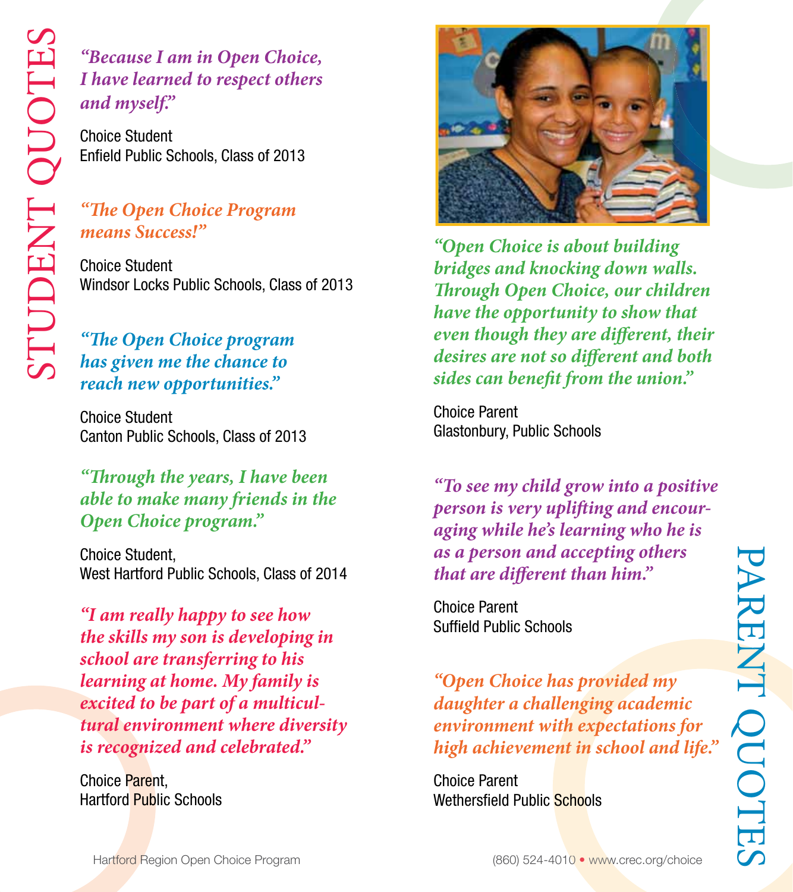# STUDENT QUOTES

*"Because I am in Open Choice, I have learned to respect others and myself."*

Choice Student
Enfield Public Schools, Class of 2013

*"The Open Choice Program means Success!"*

Choice Student
Windsor Locks Public Schools, Class of 2013

*"The Open Choice program has given me the chance to reach new opportunities."*

Choice Student
Canton Public Schools, Class of 2013

*"Through the years, I have been able to make many friends in the Open Choice program."*

Choice Student,
West Hartford Public Schools, Class of 2014

*"I am really happy to see how the skills my son is developing in school are transferring to his learning at home. My family is excited to be part of a multicultural environment where diversity is recognized and celebrated."*

Choice Parent,
Hartford Public Schools

# PARENT QUOTES

*"Open Choice is about building bridges and knocking down walls. Through Open Choice, our children have the opportunity to show that even though they are different, their desires are not so different and both sides can benefit from the union."*

Choice Parent
Glastonbury, Public Schools

*"To see my child grow into a positive person is very uplifting and encouraging while he's learning who he is as a person and accepting others that are different than him."*

Choice Parent
Suffield Public Schools

*"Open Choice has provided my daughter a challenging academic environment with expectations for high achievement in school and life."*

Choice Parent
Wethersfield Public Schools

Hartford Region Open Choice Program

(860) 524-4010 • www.crec.org/choice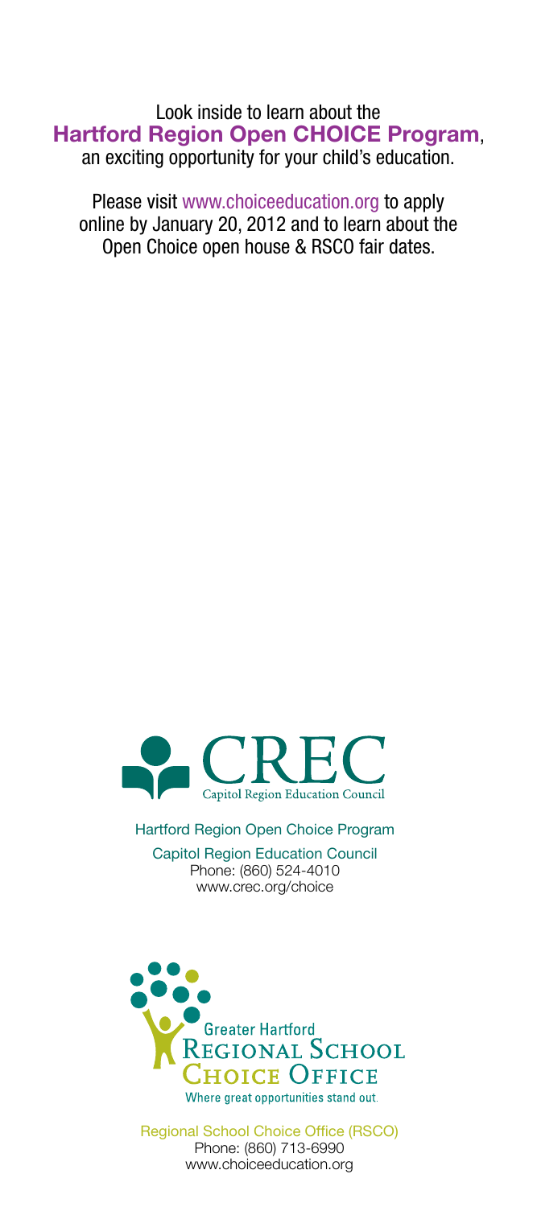Look inside to learn about the **Hartford Region Open CHOICE Program**, an exciting opportunity for your child's education.

Please visit www.choiceeducation.org to apply online by January 20, 2012 and to learn about the Open Choice open house & RSCO fair dates.

CREC
Capitol Region Education Council

Hartford Region Open Choice Program

Capitol Region Education Council
Phone: (860) 524-4010
www.crec.org/choice

Greater Hartford
Regional School
Choice Office
Where great opportunities stand out.

Regional School Choice Office (RSCO)
Phone: (860) 713-6990
www.choiceeducation.org